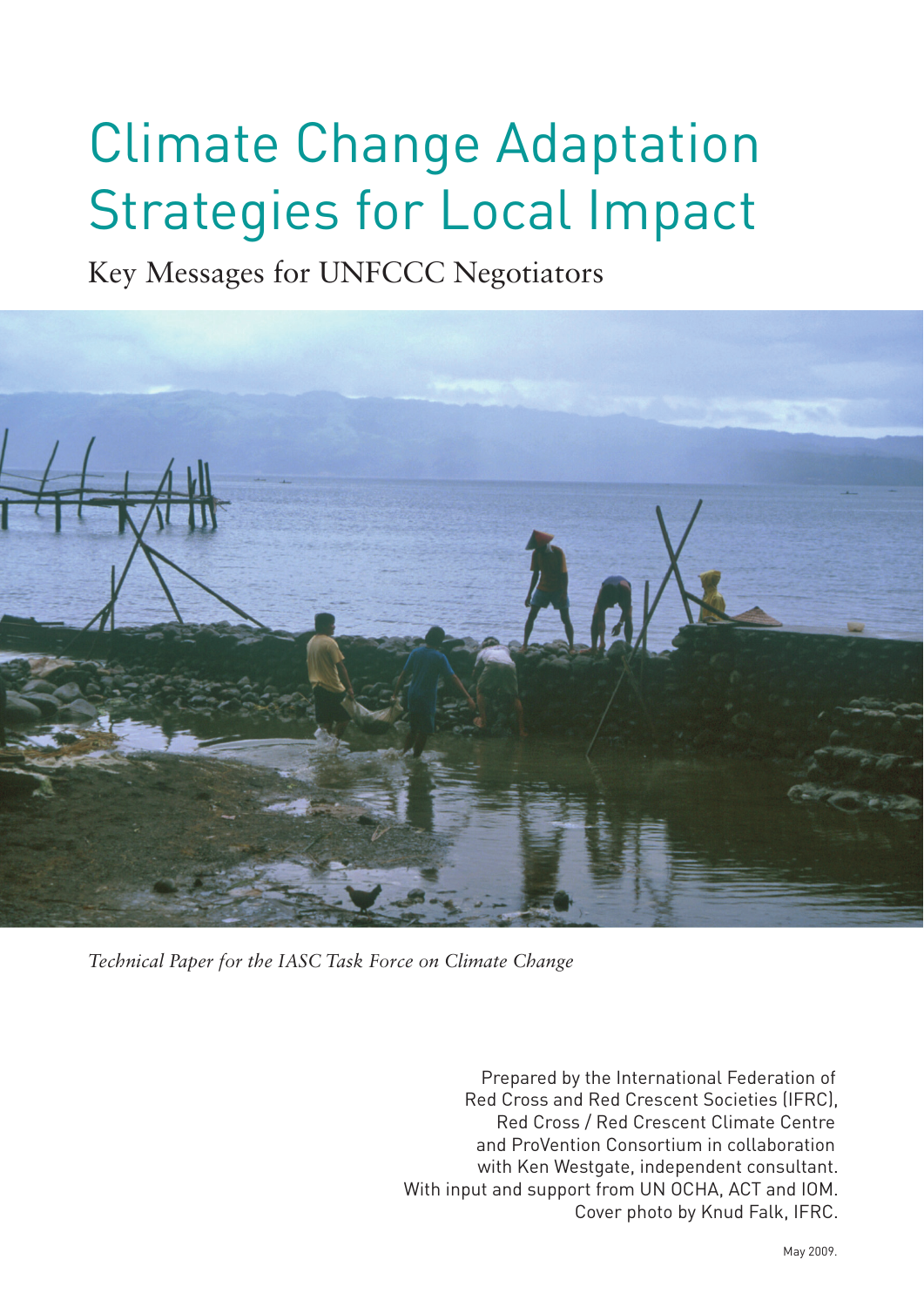# Climate Change Adaptation Strategies for Local Impact

## Key Messages for UNFCCC Negotiators

*Technical Paper for the IASC Task Force on Climate Change*

Prepared by the International Federation of Red Cross and Red Crescent Societies (IFRC), Red Cross / Red Crescent Climate Centre and ProVention Consortium in collaboration with Ken Westgate, independent consultant. With input and support from UN OCHA, ACT and IOM. Cover photo by Knud Falk, IFRC.

May 2009.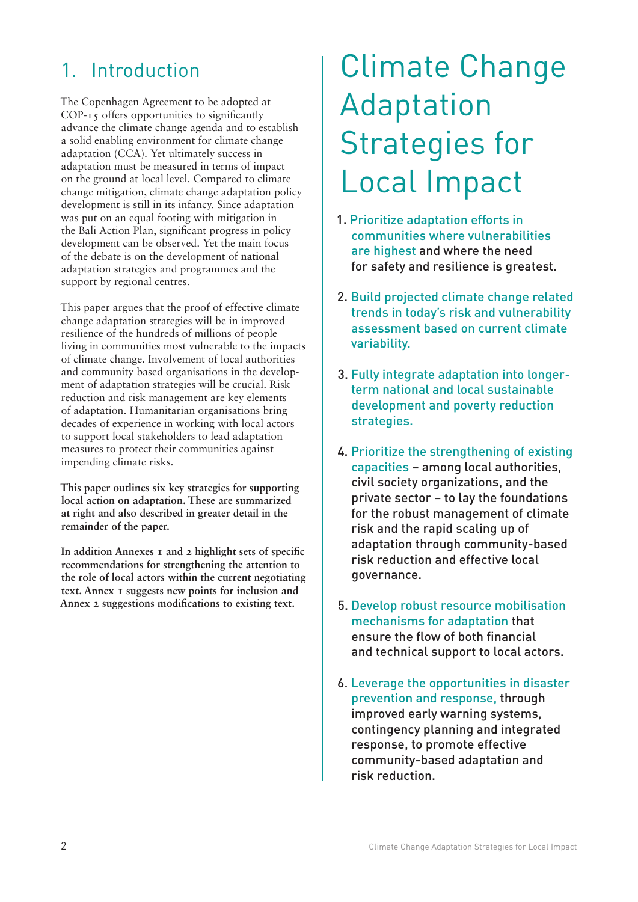## 1. Introduction

The Copenhagen Agreement to be adopted at COP-15 offers opportunities to significantly advance the climate change agenda and to establish a solid enabling environment for climate change adaptation (CCA). Yet ultimately success in adaptation must be measured in terms of impact on the ground at local level. Compared to climate change mitigation, climate change adaptation policy development is still in its infancy. Since adaptation was put on an equal footing with mitigation in the Bali Action Plan, significant progress in policy development can be observed. Yet the main focus of the debate is on the development of **national** adaptation strategies and programmes and the support by regional centres.

This paper argues that the proof of effective climate change adaptation strategies will be in improved resilience of the hundreds of millions of people living in communities most vulnerable to the impacts of climate change. Involvement of local authorities and community based organisations in the development of adaptation strategies will be crucial. Risk reduction and risk management are key elements of adaptation. Humanitarian organisations bring decades of experience in working with local actors to support local stakeholders to lead adaptation measures to protect their communities against impending climate risks.

**This paper outlines six key strategies for supporting local action on adaptation. These are summarized at right and also described in greater detail in the remainder of the paper.**

**In addition Annexes 1 and 2 highlight sets of specific recommendations for strengthening the attention to the role of local actors within the current negotiating text. Annex 1 suggests new points for inclusion and Annex 2 suggestions modifications to existing text.**

# Climate Change Adaptation Strategies for Local Impact

1. Prioritize adaptation efforts in communities where vulnerabilities are highest and where the need for safety and resilience is greatest.
2. Build projected climate change related trends in today's risk and vulnerability assessment based on current climate variability.
3. Fully integrate adaptation into longer-term national and local sustainable development and poverty reduction strategies.
4. Prioritize the strengthening of existing capacities – among local authorities, civil society organizations, and the private sector – to lay the foundations for the robust management of climate risk and the rapid scaling up of adaptation through community-based risk reduction and effective local governance.
5. Develop robust resource mobilisation mechanisms for adaptation that ensure the flow of both financial and technical support to local actors.
6. Leverage the opportunities in disaster prevention and response, through improved early warning systems, contingency planning and integrated response, to promote effective community-based adaptation and risk reduction.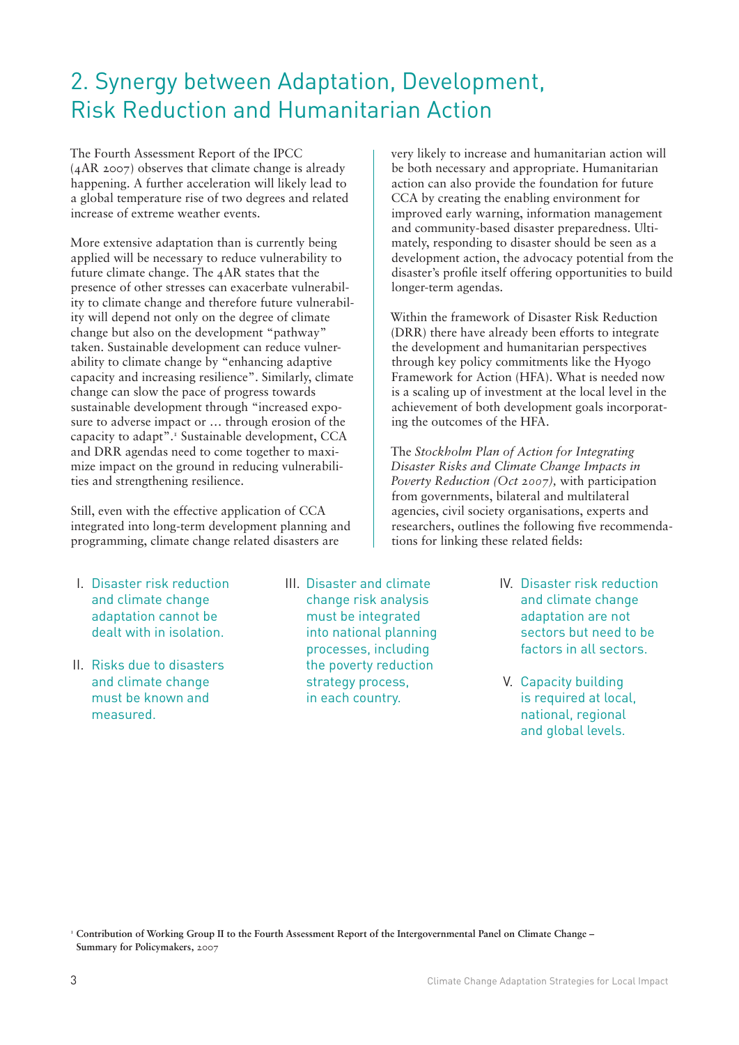# 2. Synergy between Adaptation, Development, Risk Reduction and Humanitarian Action

The Fourth Assessment Report of the IPCC (4AR 2007) observes that climate change is already happening. A further acceleration will likely lead to a global temperature rise of two degrees and related increase of extreme weather events.

More extensive adaptation than is currently being applied will be necessary to reduce vulnerability to future climate change. The 4AR states that the presence of other stresses can exacerbate vulnerability to climate change and therefore future vulnerability will depend not only on the degree of climate change but also on the development "pathway" taken. Sustainable development can reduce vulnerability to climate change by "enhancing adaptive capacity and increasing resilience". Similarly, climate change can slow the pace of progress towards sustainable development through "increased exposure to adverse impact or … through erosion of the capacity to adapt".[1] Sustainable development, CCA and DRR agendas need to come together to maximize impact on the ground in reducing vulnerabilities and strengthening resilience.

Still, even with the effective application of CCA integrated into long-term development planning and programming, climate change related disasters are very likely to increase and humanitarian action will be both necessary and appropriate. Humanitarian action can also provide the foundation for future CCA by creating the enabling environment for improved early warning, information management and community-based disaster preparedness. Ultimately, responding to disaster should be seen as a development action, the advocacy potential from the disaster's profile itself offering opportunities to build longer-term agendas.

Within the framework of Disaster Risk Reduction (DRR) there have already been efforts to integrate the development and humanitarian perspectives through key policy commitments like the Hyogo Framework for Action (HFA). What is needed now is a scaling up of investment at the local level in the achievement of both development goals incorporating the outcomes of the HFA.

The *Stockholm Plan of Action for Integrating Disaster Risks and Climate Change Impacts in Poverty Reduction (Oct 2007)*, with participation from governments, bilateral and multilateral agencies, civil society organisations, experts and researchers, outlines the following five recommendations for linking these related fields:

I. Disaster risk reduction and climate change adaptation cannot be dealt with in isolation.

II. Risks due to disasters and climate change must be known and measured.

III. Disaster and climate change risk analysis must be integrated into national planning processes, including the poverty reduction strategy process, in each country.

IV. Disaster risk reduction and climate change adaptation are not sectors but need to be factors in all sectors.

V. Capacity building is required at local, national, regional and global levels.

[1] **Contribution of Working Group II to the Fourth Assessment Report of the Intergovernmental Panel on Climate Change – Summary for Policymakers,** 2007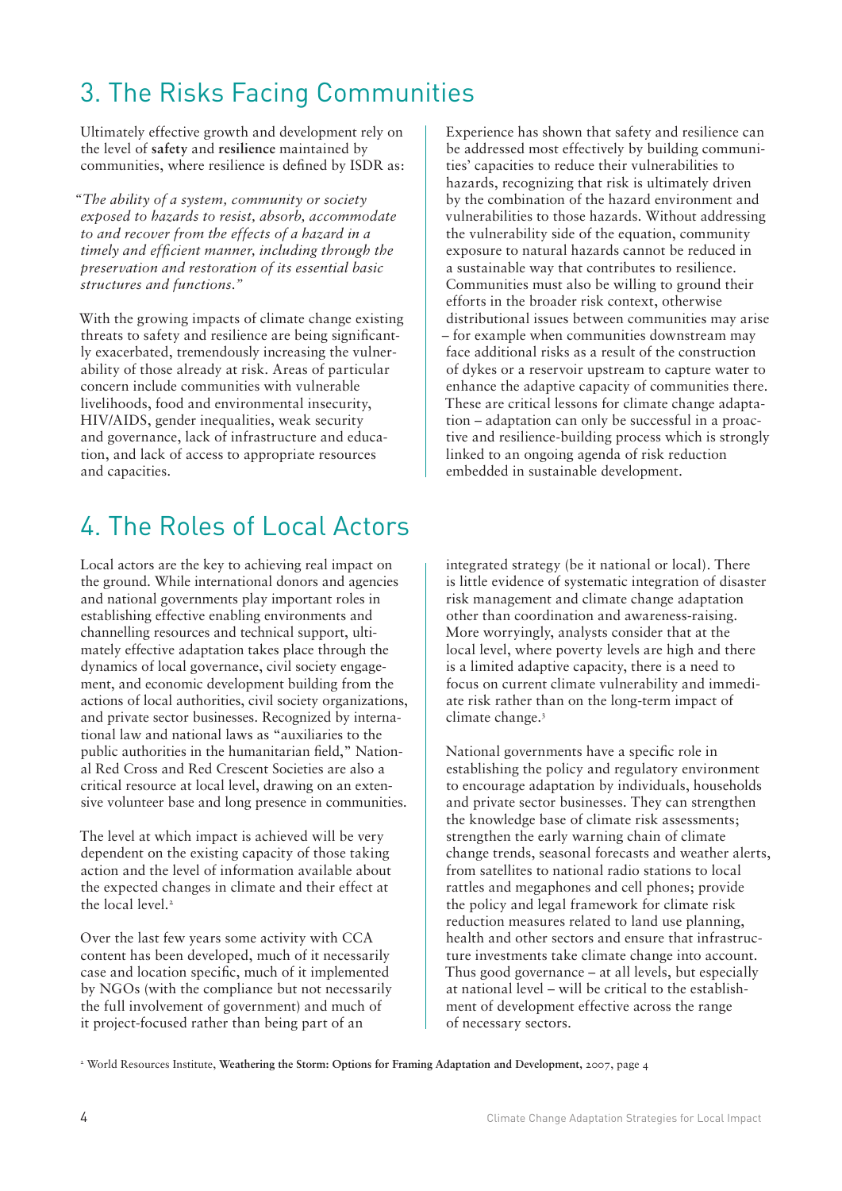## 3. The Risks Facing Communities

Ultimately effective growth and development rely on the level of **safety** and **resilience** maintained by communities, where resilience is defined by ISDR as:

*"The ability of a system, community or society exposed to hazards to resist, absorb, accommodate to and recover from the effects of a hazard in a timely and efficient manner, including through the preservation and restoration of its essential basic structures and functions."*

With the growing impacts of climate change existing threats to safety and resilience are being significantly exacerbated, tremendously increasing the vulnerability of those already at risk. Areas of particular concern include communities with vulnerable livelihoods, food and environmental insecurity, HIV/AIDS, gender inequalities, weak security and governance, lack of infrastructure and education, and lack of access to appropriate resources and capacities.

Experience has shown that safety and resilience can be addressed most effectively by building communities' capacities to reduce their vulnerabilities to hazards, recognizing that risk is ultimately driven by the combination of the hazard environment and vulnerabilities to those hazards. Without addressing the vulnerability side of the equation, community exposure to natural hazards cannot be reduced in a sustainable way that contributes to resilience. Communities must also be willing to ground their efforts in the broader risk context, otherwise distributional issues between communities may arise – for example when communities downstream may face additional risks as a result of the construction of dykes or a reservoir upstream to capture water to enhance the adaptive capacity of communities there. These are critical lessons for climate change adaptation – adaptation can only be successful in a proactive and resilience-building process which is strongly linked to an ongoing agenda of risk reduction embedded in sustainable development.

## 4. The Roles of Local Actors

Local actors are the key to achieving real impact on the ground. While international donors and agencies and national governments play important roles in establishing effective enabling environments and channelling resources and technical support, ultimately effective adaptation takes place through the dynamics of local governance, civil society engagement, and economic development building from the actions of local authorities, civil society organizations, and private sector businesses. Recognized by international law and national laws as "auxiliaries to the public authorities in the humanitarian field," National Red Cross and Red Crescent Societies are also a critical resource at local level, drawing on an extensive volunteer base and long presence in communities.

The level at which impact is achieved will be very dependent on the existing capacity of those taking action and the level of information available about the expected changes in climate and their effect at the local level.[2]

Over the last few years some activity with CCA content has been developed, much of it necessarily case and location specific, much of it implemented by NGOs (with the compliance but not necessarily the full involvement of government) and much of it project-focused rather than being part of an integrated strategy (be it national or local). There is little evidence of systematic integration of disaster risk management and climate change adaptation other than coordination and awareness-raising. More worryingly, analysts consider that at the local level, where poverty levels are high and there is a limited adaptive capacity, there is a need to focus on current climate vulnerability and immediate risk rather than on the long-term impact of climate change.[3]

National governments have a specific role in establishing the policy and regulatory environment to encourage adaptation by individuals, households and private sector businesses. They can strengthen the knowledge base of climate risk assessments; strengthen the early warning chain of climate change trends, seasonal forecasts and weather alerts, from satellites to national radio stations to local rattles and megaphones and cell phones; provide the policy and legal framework for climate risk reduction measures related to land use planning, health and other sectors and ensure that infrastructure investments take climate change into account. Thus good governance – at all levels, but especially at national level – will be critical to the establishment of development effective across the range of necessary sectors.

[2] World Resources Institute, **Weathering the Storm: Options for Framing Adaptation and Development**, 2007, page 4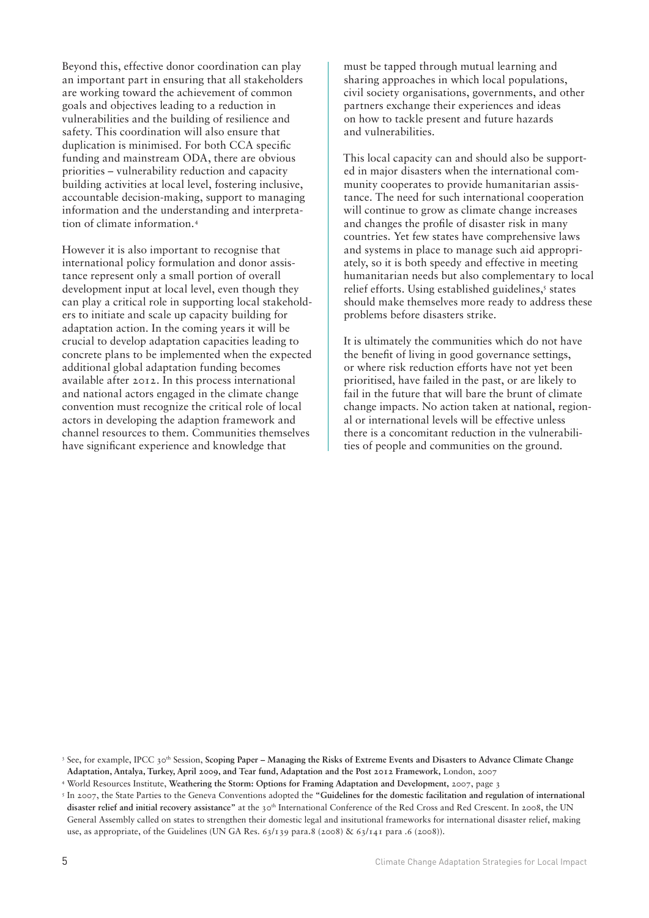Beyond this, effective donor coordination can play an important part in ensuring that all stakeholders are working toward the achievement of common goals and objectives leading to a reduction in vulnerabilities and the building of resilience and safety. This coordination will also ensure that duplication is minimised. For both CCA specific funding and mainstream ODA, there are obvious priorities – vulnerability reduction and capacity building activities at local level, fostering inclusive, accountable decision-making, support to managing information and the understanding and interpretation of climate information.[4]

However it is also important to recognise that international policy formulation and donor assistance represent only a small portion of overall development input at local level, even though they can play a critical role in supporting local stakeholders to initiate and scale up capacity building for adaptation action. In the coming years it will be crucial to develop adaptation capacities leading to concrete plans to be implemented when the expected additional global adaptation funding becomes available after 2012. In this process international and national actors engaged in the climate change convention must recognize the critical role of local actors in developing the adaption framework and channel resources to them. Communities themselves have significant experience and knowledge that must be tapped through mutual learning and sharing approaches in which local populations, civil society organisations, governments, and other partners exchange their experiences and ideas on how to tackle present and future hazards and vulnerabilities.

This local capacity can and should also be supported in major disasters when the international community cooperates to provide humanitarian assistance. The need for such international cooperation will continue to grow as climate change increases and changes the profile of disaster risk in many countries. Yet few states have comprehensive laws and systems in place to manage such aid appropriately, so it is both speedy and effective in meeting humanitarian needs but also complementary to local relief efforts. Using established guidelines,[5] states should make themselves more ready to address these problems before disasters strike.

It is ultimately the communities which do not have the benefit of living in good governance settings, or where risk reduction efforts have not yet been prioritised, have failed in the past, or are likely to fail in the future that will bare the brunt of climate change impacts. No action taken at national, regional or international levels will be effective unless there is a concomitant reduction in the vulnerabilities of people and communities on the ground.

---

[3] See, for example, IPCC 30th Session, **Scoping Paper – Managing the Risks of Extreme Events and Disasters to Advance Climate Change Adaptation, Antalya, Turkey, April 2009, and Tear fund, Adaptation and the Post 2012 Framework,** London, 2007

[4] World Resources Institute, **Weathering the Storm: Options for Framing Adaptation and Development,** 2007, page 3

[5] In 2007, the State Parties to the Geneva Conventions adopted the **"Guidelines for the domestic facilitation and regulation of international disaster relief and initial recovery assistance"** at the 30th International Conference of the Red Cross and Red Crescent. In 2008, the UN General Assembly called on states to strengthen their domestic legal and insitutional frameworks for international disaster relief, making use, as appropriate, of the Guidelines (UN GA Res. 63/139 para.8 (2008) & 63/141 para .6 (2008)).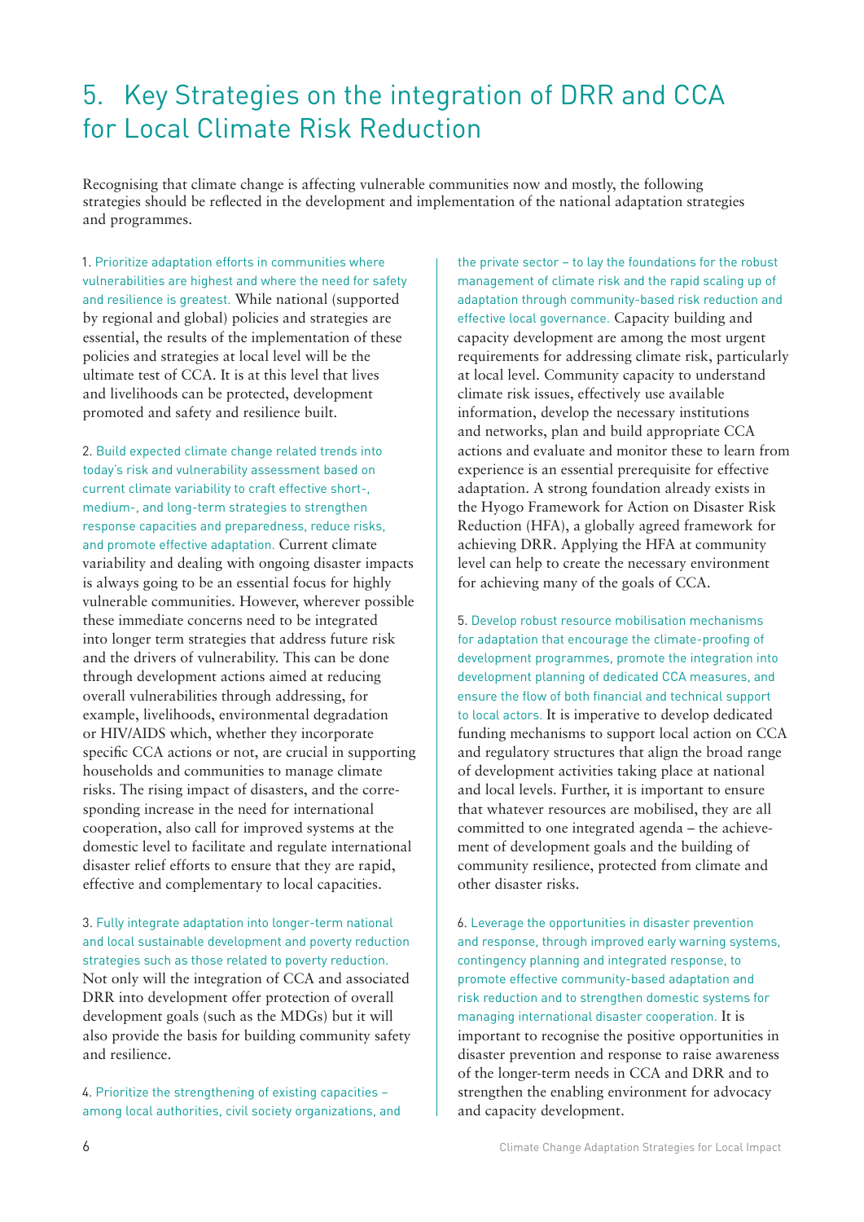# 5. Key Strategies on the integration of DRR and CCA for Local Climate Risk Reduction

Recognising that climate change is affecting vulnerable communities now and mostly, the following strategies should be reflected in the development and implementation of the national adaptation strategies and programmes.

1. Prioritize adaptation efforts in communities where vulnerabilities are highest and where the need for safety and resilience is greatest. While national (supported by regional and global) policies and strategies are essential, the results of the implementation of these policies and strategies at local level will be the ultimate test of CCA. It is at this level that lives and livelihoods can be protected, development promoted and safety and resilience built.

2. Build expected climate change related trends into today's risk and vulnerability assessment based on current climate variability to craft effective short-, medium-, and long-term strategies to strengthen response capacities and preparedness, reduce risks, and promote effective adaptation. Current climate variability and dealing with ongoing disaster impacts is always going to be an essential focus for highly vulnerable communities. However, wherever possible these immediate concerns need to be integrated into longer term strategies that address future risk and the drivers of vulnerability. This can be done through development actions aimed at reducing overall vulnerabilities through addressing, for example, livelihoods, environmental degradation or HIV/AIDS which, whether they incorporate specific CCA actions or not, are crucial in supporting households and communities to manage climate risks. The rising impact of disasters, and the corresponding increase in the need for international cooperation, also call for improved systems at the domestic level to facilitate and regulate international disaster relief efforts to ensure that they are rapid, effective and complementary to local capacities.

3. Fully integrate adaptation into longer-term national and local sustainable development and poverty reduction strategies such as those related to poverty reduction. Not only will the integration of CCA and associated DRR into development offer protection of overall development goals (such as the MDGs) but it will also provide the basis for building community safety and resilience.

4. Prioritize the strengthening of existing capacities – among local authorities, civil society organizations, and the private sector – to lay the foundations for the robust management of climate risk and the rapid scaling up of adaptation through community-based risk reduction and effective local governance. Capacity building and capacity development are among the most urgent requirements for addressing climate risk, particularly at local level. Community capacity to understand climate risk issues, effectively use available information, develop the necessary institutions and networks, plan and build appropriate CCA actions and evaluate and monitor these to learn from experience is an essential prerequisite for effective adaptation. A strong foundation already exists in the Hyogo Framework for Action on Disaster Risk Reduction (HFA), a globally agreed framework for achieving DRR. Applying the HFA at community level can help to create the necessary environment for achieving many of the goals of CCA.

5. Develop robust resource mobilisation mechanisms for adaptation that encourage the climate-proofing of development programmes, promote the integration into development planning of dedicated CCA measures, and ensure the flow of both financial and technical support to local actors. It is imperative to develop dedicated funding mechanisms to support local action on CCA and regulatory structures that align the broad range of development activities taking place at national and local levels. Further, it is important to ensure that whatever resources are mobilised, they are all committed to one integrated agenda – the achievement of development goals and the building of community resilience, protected from climate and other disaster risks.

6. Leverage the opportunities in disaster prevention and response, through improved early warning systems, contingency planning and integrated response, to promote effective community-based adaptation and risk reduction and to strengthen domestic systems for managing international disaster cooperation. It is important to recognise the positive opportunities in disaster prevention and response to raise awareness of the longer-term needs in CCA and DRR and to strengthen the enabling environment for advocacy and capacity development.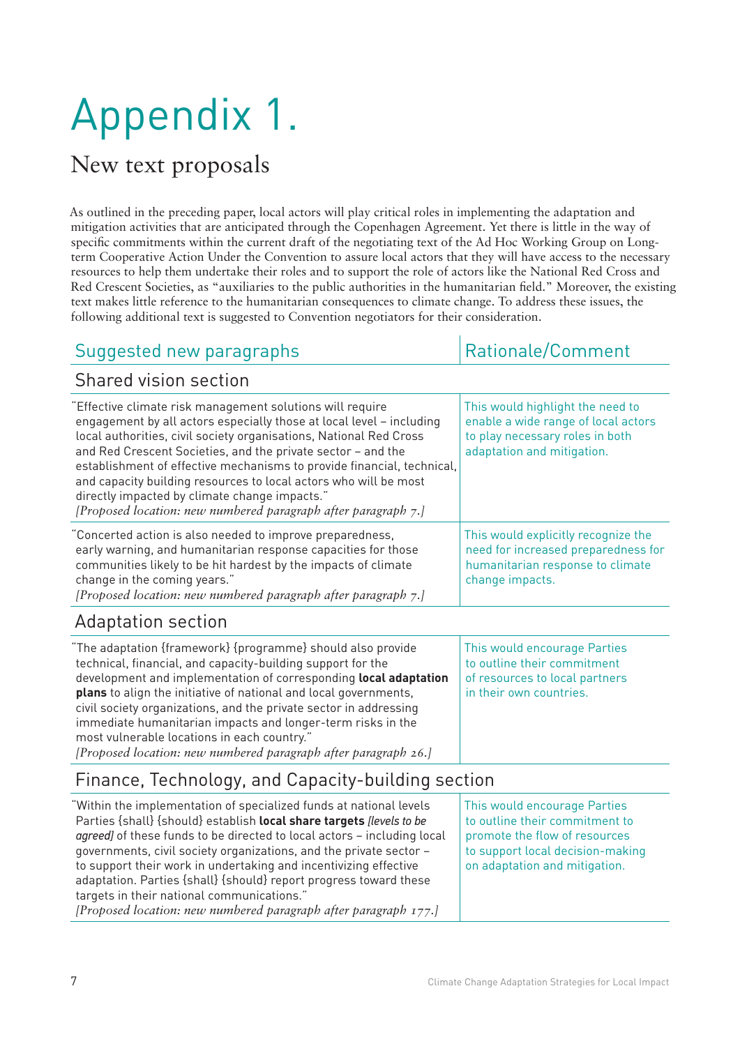# Appendix 1.

## New text proposals

As outlined in the preceding paper, local actors will play critical roles in implementing the adaptation and mitigation activities that are anticipated through the Copenhagen Agreement. Yet there is little in the way of specific commitments within the current draft of the negotiating text of the Ad Hoc Working Group on Long-term Cooperative Action Under the Convention to assure local actors that they will have access to the necessary resources to help them undertake their roles and to support the role of actors like the National Red Cross and Red Crescent Societies, as "auxiliaries to the public authorities in the humanitarian field." Moreover, the existing text makes little reference to the humanitarian consequences to climate change. To address these issues, the following additional text is suggested to Convention negotiators for their consideration.

| Suggested new paragraphs | Rationale/Comment |
|---|---|
| **Shared vision section** | |
| "Effective climate risk management solutions will require engagement by all actors especially those at local level – including local authorities, civil society organisations, National Red Cross and Red Crescent Societies, and the private sector – and the establishment of effective mechanisms to provide financial, technical, and capacity building resources to local actors who will be most directly impacted by climate change impacts." *[Proposed location: new numbered paragraph after paragraph 7.]* | This would highlight the need to enable a wide range of local actors to play necessary roles in both adaptation and mitigation. |
| "Concerted action is also needed to improve preparedness, early warning, and humanitarian response capacities for those communities likely to be hit hardest by the impacts of climate change in the coming years." *[Proposed location: new numbered paragraph after paragraph 7.]* | This would explicitly recognize the need for increased preparedness for humanitarian response to climate change impacts. |
| **Adaptation section** | |
| "The adaptation {framework} {programme} should also provide technical, financial, and capacity-building support for the development and implementation of corresponding **local adaptation plans** to align the initiative of national and local governments, civil society organizations, and the private sector in addressing immediate humanitarian impacts and longer-term risks in the most vulnerable locations in each country." *[Proposed location: new numbered paragraph after paragraph 26.]* | This would encourage Parties to outline their commitment of resources to local partners in their own countries. |
| **Finance, Technology, and Capacity-building section** | |
| "Within the implementation of specialized funds at national levels Parties {shall} {should} establish **local share targets** *[levels to be agreed]* of these funds to be directed to local actors – including local governments, civil society organizations, and the private sector – to support their work in undertaking and incentivizing effective adaptation. Parties {shall} {should} report progress toward these targets in their national communications." *[Proposed location: new numbered paragraph after paragraph 177.]* | This would encourage Parties to outline their commitment to promote the flow of resources to support local decision-making on adaptation and mitigation. |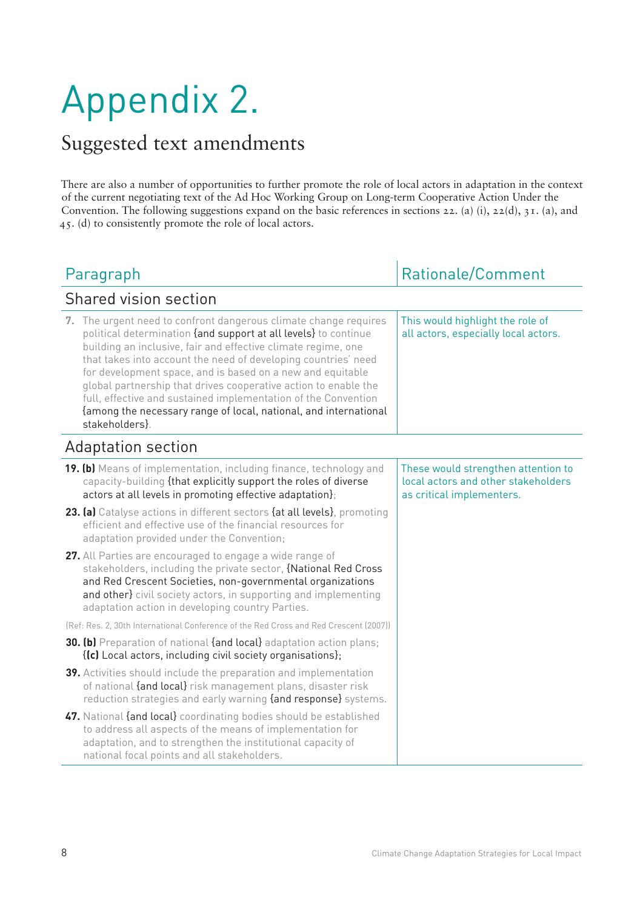# Appendix 2.

## Suggested text amendments

There are also a number of opportunities to further promote the role of local actors in adaptation in the context of the current negotiating text of the Ad Hoc Working Group on Long-term Cooperative Action Under the Convention. The following suggestions expand on the basic references in sections 22. (a) (i), 22(d), 31. (a), and 45. (d) to consistently promote the role of local actors.

| Paragraph | Rationale/Comment |
|---|---|
| **Shared vision section** | |
| **7.** The urgent need to confront dangerous climate change requires political determination {and support at all levels} to continue building an inclusive, fair and effective climate regime, one that takes into account the need of developing countries' need for development space, and is based on a new and equitable global partnership that drives cooperative action to enable the full, effective and sustained implementation of the Convention {among the necessary range of local, national, and international stakeholders}. | This would highlight the role of all actors, especially local actors. |
| **Adaptation section** | |
| **19. (b)** Means of implementation, including finance, technology and capacity-building {that explicitly support the roles of diverse actors at all levels in promoting effective adaptation}; | These would strengthen attention to local actors and other stakeholders as critical implementers. |
| **23. (a)** Catalyse actions in different sectors {at all levels}, promoting efficient and effective use of the financial resources for adaptation provided under the Convention; | |
| **27.** All Parties are encouraged to engage a wide range of stakeholders, including the private sector, {National Red Cross and Red Crescent Societies, non-governmental organizations and other} civil society actors, in supporting and implementing adaptation action in developing country Parties. | |
| (Ref: Res. 2, 30th International Conference of the Red Cross and Red Crescent (2007)) | |
| **30. (b)** Preparation of national {and local} adaptation action plans; {**(c)** Local actors, including civil society organisations}; | |
| **39.** Activities should include the preparation and implementation of national {and local} risk management plans, disaster risk reduction strategies and early warning {and response} systems. | |
| **47.** National {and local} coordinating bodies should be established to address all aspects of the means of implementation for adaptation, and to strengthen the institutional capacity of national focal points and all stakeholders. | |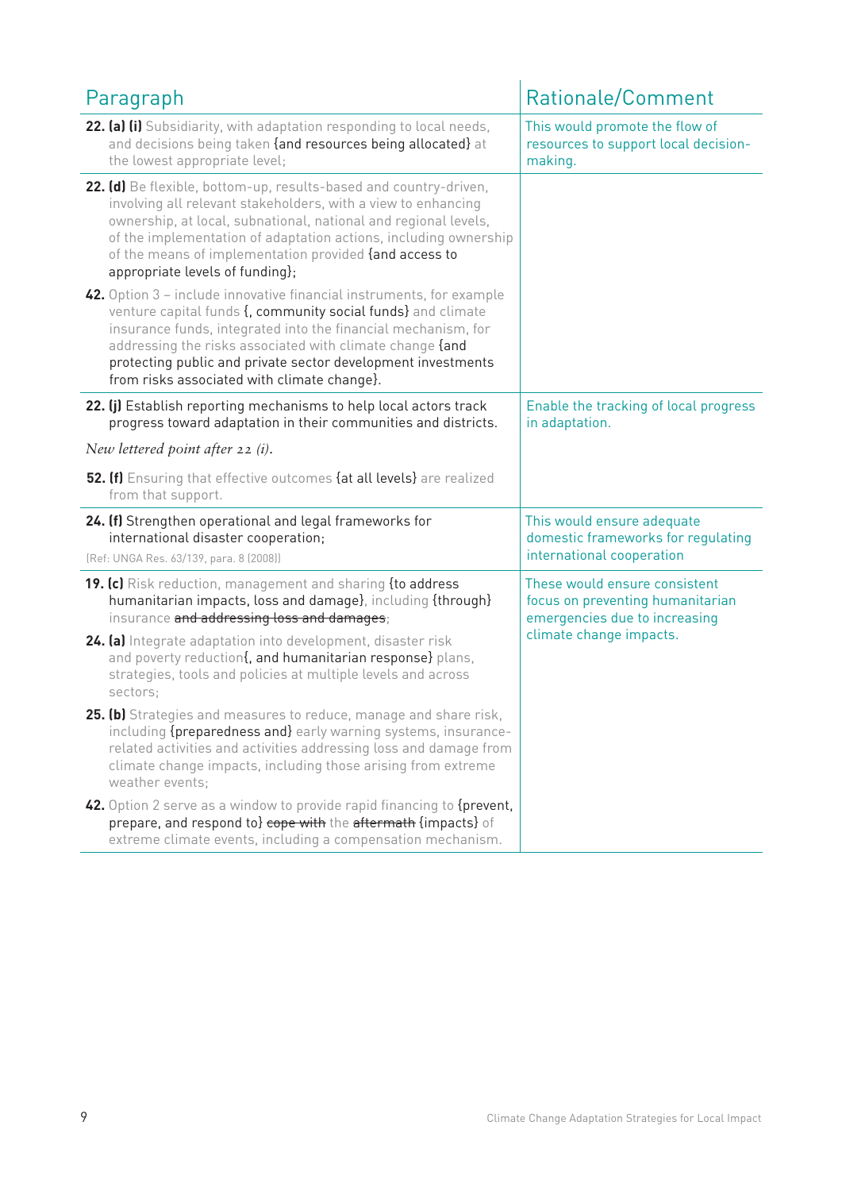| Paragraph | Rationale/Comment |
|---|---|
| **22. (a) (i)** Subsidiarity, with adaptation responding to local needs, and decisions being taken {and resources being allocated} at the lowest appropriate level; | This would promote the flow of resources to support local decision-making. |
| **22. (d)** Be flexible, bottom-up, results-based and country-driven, involving all relevant stakeholders, with a view to enhancing ownership, at local, subnational, national and regional levels, of the implementation of adaptation actions, including ownership of the means of implementation provided {and access to appropriate levels of funding};<br><br>**42.** Option 3 – include innovative financial instruments, for example venture capital funds {, community social funds} and climate insurance funds, integrated into the financial mechanism, for addressing the risks associated with climate change {and protecting public and private sector development investments from risks associated with climate change}. | |
| **22. (j)** Establish reporting mechanisms to help local actors track progress toward adaptation in their communities and districts.<br><br>*New lettered point after 22 (i).*<br><br>**52. (f)** Ensuring that effective outcomes {at all levels} are realized from that support. | Enable the tracking of local progress in adaptation. |
| **24. (f)** Strengthen operational and legal frameworks for international disaster cooperation;<br><br>(Ref: UNGA Res. 63/139, para. 8 (2008)) | This would ensure adequate domestic frameworks for regulating international cooperation |
| **19. (c)** Risk reduction, management and sharing {to address humanitarian impacts, loss and damage}, including {through} insurance ~~and addressing loss and damages~~;<br><br>**24. (a)** Integrate adaptation into development, disaster risk and poverty reduction{, and humanitarian response} plans, strategies, tools and policies at multiple levels and across sectors;<br><br>**25. (b)** Strategies and measures to reduce, manage and share risk, including {preparedness and} early warning systems, insurance-related activities and activities addressing loss and damage from climate change impacts, including those arising from extreme weather events;<br><br>**42.** Option 2 serve as a window to provide rapid financing to {prevent, prepare, and respond to} ~~cope with~~ the ~~aftermath~~ {impacts} of extreme climate events, including a compensation mechanism. | These would ensure consistent focus on preventing humanitarian emergencies due to increasing climate change impacts. |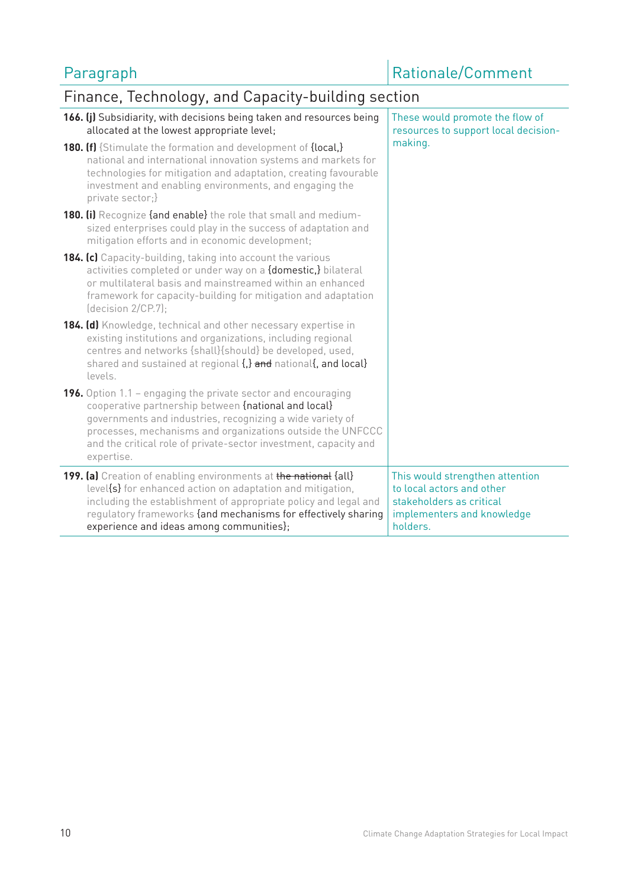| Paragraph | Rationale/Comment |
|---|---|
| **Finance, Technology, and Capacity-building section** | |
| **166. (j)** Subsidiarity, with decisions being taken and resources being allocated at the lowest appropriate level;<br>**180. (f)** {Stimulate the formation and development of {local,} national and international innovation systems and markets for technologies for mitigation and adaptation, creating favourable investment and enabling environments, and engaging the private sector;}<br>**180. (i)** Recognize {and enable} the role that small and medium-sized enterprises could play in the success of adaptation and mitigation efforts and in economic development;<br>**184. (c)** Capacity-building, taking into account the various activities completed or under way on a {domestic,} bilateral or multilateral basis and mainstreamed within an enhanced framework for capacity-building for mitigation and adaptation (decision 2/CP.7);<br>**184. (d)** Knowledge, technical and other necessary expertise in existing institutions and organizations, including regional centres and networks {shall}{should} be developed, used, shared and sustained at regional {,} ~~and~~ national{, and local} levels.<br>**196.** Option 1.1 – engaging the private sector and encouraging cooperative partnership between {national and local} governments and industries, recognizing a wide variety of processes, mechanisms and organizations outside the UNFCCC and the critical role of private-sector investment, capacity and expertise. | These would promote the flow of resources to support local decision-making. |
| **199. (a)** Creation of enabling environments at ~~the national~~ {all} level{s} for enhanced action on adaptation and mitigation, including the establishment of appropriate policy and legal and regulatory frameworks {and mechanisms for effectively sharing experience and ideas among communities}; | This would strengthen attention to local actors and other stakeholders as critical implementers and knowledge holders. |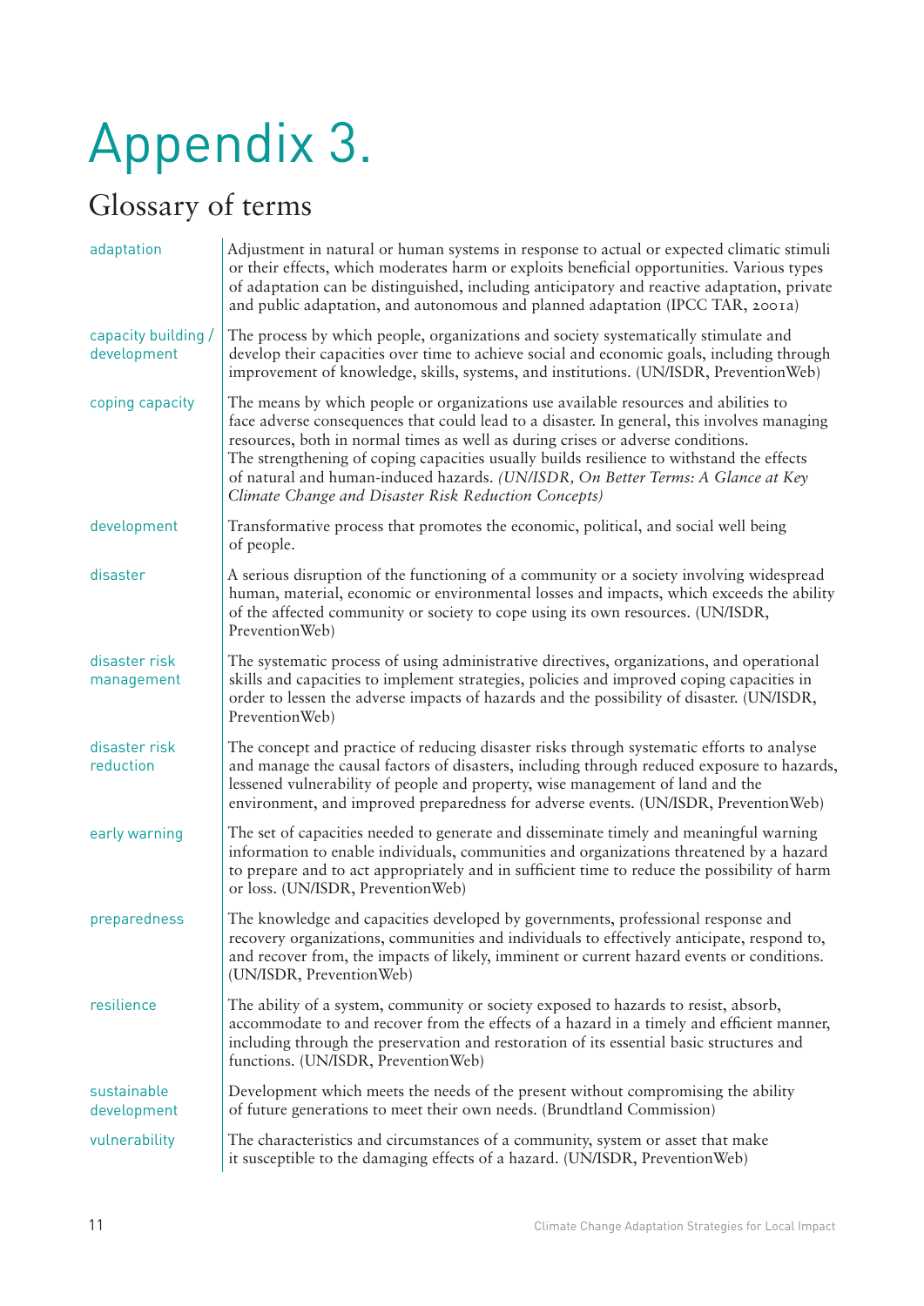# Appendix 3.

## Glossary of terms

| | |
|---|---|
| adaptation | Adjustment in natural or human systems in response to actual or expected climatic stimuli or their effects, which moderates harm or exploits beneficial opportunities. Various types of adaptation can be distinguished, including anticipatory and reactive adaptation, private and public adaptation, and autonomous and planned adaptation (IPCC TAR, 2001a) |
| capacity building / development | The process by which people, organizations and society systematically stimulate and develop their capacities over time to achieve social and economic goals, including through improvement of knowledge, skills, systems, and institutions. (UN/ISDR, PreventionWeb) |
| coping capacity | The means by which people or organizations use available resources and abilities to face adverse consequences that could lead to a disaster. In general, this involves managing resources, both in normal times as well as during crises or adverse conditions. The strengthening of coping capacities usually builds resilience to withstand the effects of natural and human-induced hazards. *(UN/ISDR, On Better Terms: A Glance at Key Climate Change and Disaster Risk Reduction Concepts)* |
| development | Transformative process that promotes the economic, political, and social well being of people. |
| disaster | A serious disruption of the functioning of a community or a society involving widespread human, material, economic or environmental losses and impacts, which exceeds the ability of the affected community or society to cope using its own resources. (UN/ISDR, PreventionWeb) |
| disaster risk management | The systematic process of using administrative directives, organizations, and operational skills and capacities to implement strategies, policies and improved coping capacities in order to lessen the adverse impacts of hazards and the possibility of disaster. (UN/ISDR, PreventionWeb) |
| disaster risk reduction | The concept and practice of reducing disaster risks through systematic efforts to analyse and manage the causal factors of disasters, including through reduced exposure to hazards, lessened vulnerability of people and property, wise management of land and the environment, and improved preparedness for adverse events. (UN/ISDR, PreventionWeb) |
| early warning | The set of capacities needed to generate and disseminate timely and meaningful warning information to enable individuals, communities and organizations threatened by a hazard to prepare and to act appropriately and in sufficient time to reduce the possibility of harm or loss. (UN/ISDR, PreventionWeb) |
| preparedness | The knowledge and capacities developed by governments, professional response and recovery organizations, communities and individuals to effectively anticipate, respond to, and recover from, the impacts of likely, imminent or current hazard events or conditions. (UN/ISDR, PreventionWeb) |
| resilience | The ability of a system, community or society exposed to hazards to resist, absorb, accommodate to and recover from the effects of a hazard in a timely and efficient manner, including through the preservation and restoration of its essential basic structures and functions. (UN/ISDR, PreventionWeb) |
| sustainable development | Development which meets the needs of the present without compromising the ability of future generations to meet their own needs. (Brundtland Commission) |
| vulnerability | The characteristics and circumstances of a community, system or asset that make it susceptible to the damaging effects of a hazard. (UN/ISDR, PreventionWeb) |